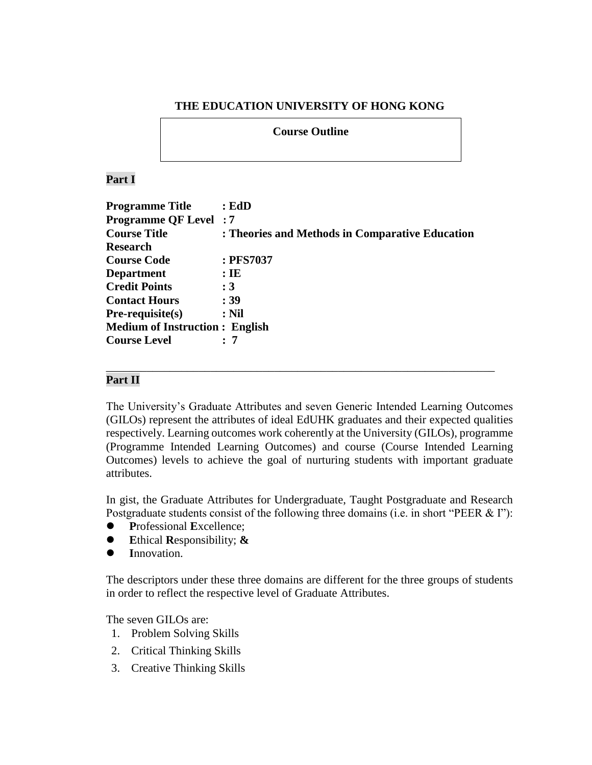**THE EDUCATION UNIVERSITY OF HONG KONG**

**Course Outline**

**Part I**

**Programme Title : EdD**
**Programme QF Level : 7**
**Course Title : Theories and Methods in Comparative Education Research**
**Course Code : PFS7037**
**Department : IE**
**Credit Points : 3**
**Contact Hours : 39**
**Pre-requisite(s) : Nil**
**Medium of Instruction : English**
**Course Level : 7**

---

**Part II**

The University's Graduate Attributes and seven Generic Intended Learning Outcomes (GILOs) represent the attributes of ideal EdUHK graduates and their expected qualities respectively. Learning outcomes work coherently at the University (GILOs), programme (Programme Intended Learning Outcomes) and course (Course Intended Learning Outcomes) levels to achieve the goal of nurturing students with important graduate attributes.

In gist, the Graduate Attributes for Undergraduate, Taught Postgraduate and Research Postgraduate students consist of the following three domains (i.e. in short "PEER & I"):

- **P**rofessional **E**xcellence;
- **E**thical **R**esponsibility; **&**
- **I**nnovation.

The descriptors under these three domains are different for the three groups of students in order to reflect the respective level of Graduate Attributes.

The seven GILOs are:

1. Problem Solving Skills
2. Critical Thinking Skills
3. Creative Thinking Skills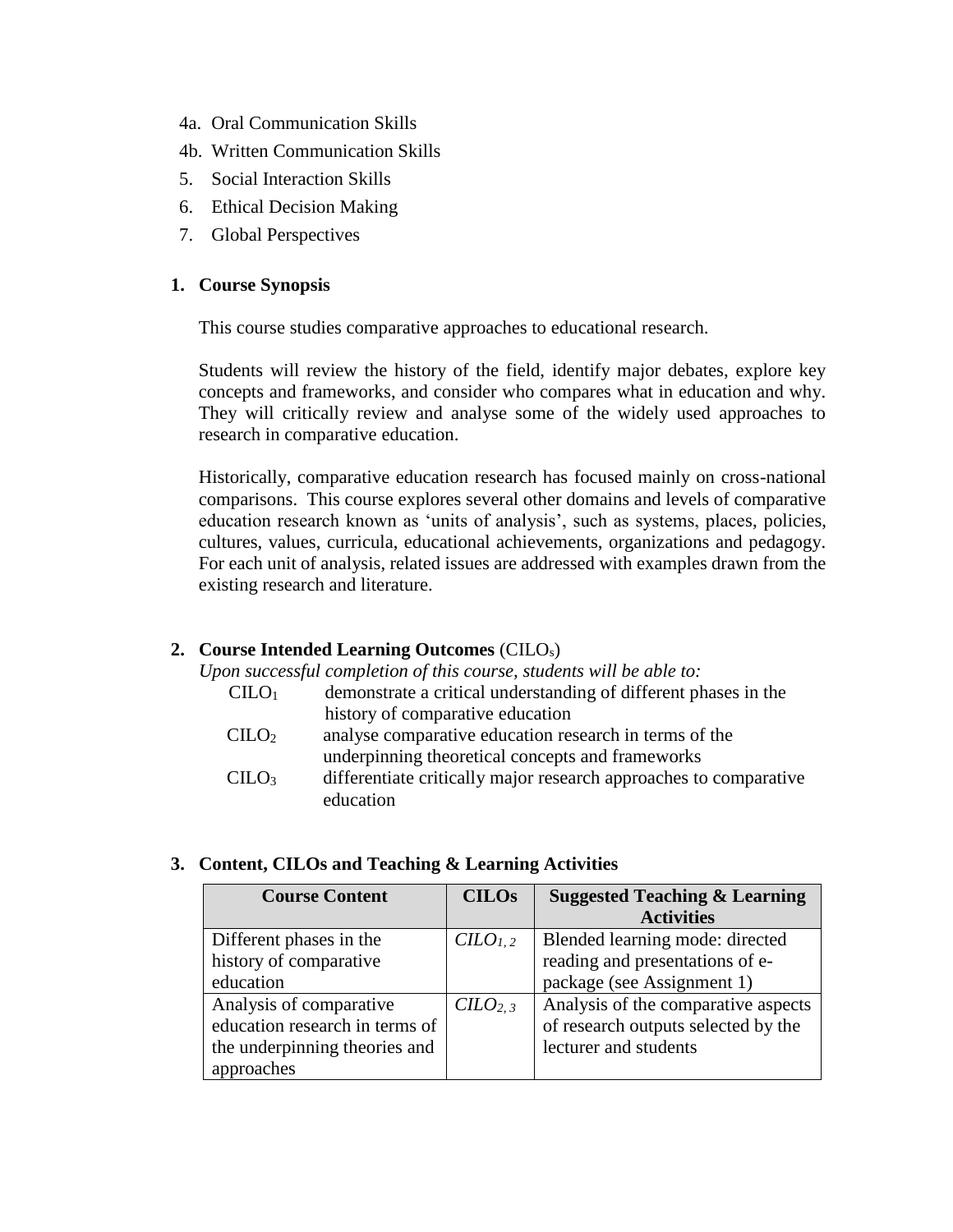4a. Oral Communication Skills
4b. Written Communication Skills
5. Social Interaction Skills
6. Ethical Decision Making
7. Global Perspectives

## 1. Course Synopsis

This course studies comparative approaches to educational research.

Students will review the history of the field, identify major debates, explore key concepts and frameworks, and consider who compares what in education and why. They will critically review and analyse some of the widely used approaches to research in comparative education.

Historically, comparative education research has focused mainly on cross-national comparisons. This course explores several other domains and levels of comparative education research known as 'units of analysis', such as systems, places, policies, cultures, values, curricula, educational achievements, organizations and pedagogy. For each unit of analysis, related issues are addressed with examples drawn from the existing research and literature.

## 2. Course Intended Learning Outcomes ($CILO_s$)

*Upon successful completion of this course, students will be able to:*

- $CILO_1$ demonstrate a critical understanding of different phases in the history of comparative education
- $CILO_2$ analyse comparative education research in terms of the underpinning theoretical concepts and frameworks
- $CILO_3$ differentiate critically major research approaches to comparative education

## 3. Content, CILOs and Teaching & Learning Activities

| Course Content | CILOs | Suggested Teaching & Learning Activities |
|---|---|---|
| Different phases in the history of comparative education | $CILO_{1,2}$ | Blended learning mode: directed reading and presentations of e-package (see Assignment 1) |
| Analysis of comparative education research in terms of the underpinning theories and approaches | $CILO_{2,3}$ | Analysis of the comparative aspects of research outputs selected by the lecturer and students |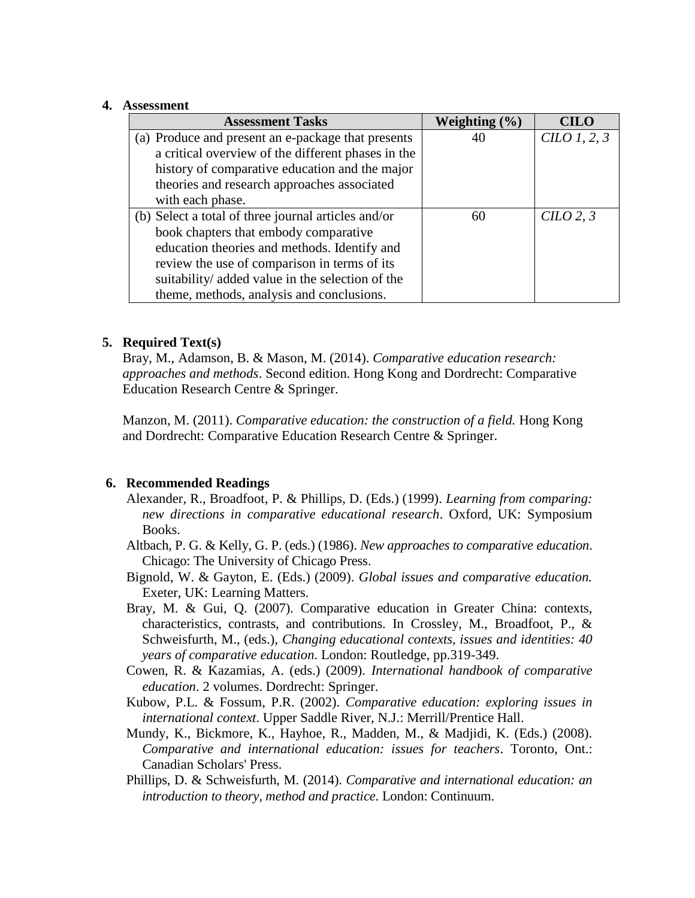## 4. Assessment

| Assessment Tasks | Weighting (%) | CILO |
|---|---|---|
| (a) Produce and present an e-package that presents a critical overview of the different phases in the history of comparative education and the major theories and research approaches associated with each phase. | 40 | *CILO 1, 2, 3* |
| (b) Select a total of three journal articles and/or book chapters that embody comparative education theories and methods. Identify and review the use of comparison in terms of its suitability/ added value in the selection of the theme, methods, analysis and conclusions. | 60 | *CILO 2, 3* |

## 5. Required Text(s)

Bray, M., Adamson, B. & Mason, M. (2014). *Comparative education research: approaches and methods*. Second edition. Hong Kong and Dordrecht: Comparative Education Research Centre & Springer.

Manzon, M. (2011). *Comparative education: the construction of a field.* Hong Kong and Dordrecht: Comparative Education Research Centre & Springer.

## 6. Recommended Readings

Alexander, R., Broadfoot, P. & Phillips, D. (Eds.) (1999). *Learning from comparing: new directions in comparative educational research*. Oxford, UK: Symposium Books.

Altbach, P. G. & Kelly, G. P. (eds.) (1986). *New approaches to comparative education*. Chicago: The University of Chicago Press.

Bignold, W. & Gayton, E. (Eds.) (2009). *Global issues and comparative education.* Exeter, UK: Learning Matters.

Bray, M. & Gui, Q. (2007). Comparative education in Greater China: contexts, characteristics, contrasts, and contributions. In Crossley, M., Broadfoot, P., & Schweisfurth, M., (eds.), *Changing educational contexts, issues and identities: 40 years of comparative education*. London: Routledge, pp.319-349.

Cowen, R. & Kazamias, A. (eds.) (2009). *International handbook of comparative education*. 2 volumes. Dordrecht: Springer.

Kubow, P.L. & Fossum, P.R. (2002). *Comparative education: exploring issues in international context*. Upper Saddle River, N.J.: Merrill/Prentice Hall.

Mundy, K., Bickmore, K., Hayhoe, R., Madden, M., & Madjidi, K. (Eds.) (2008). *Comparative and international education: issues for teachers*. Toronto, Ont.: Canadian Scholars' Press.

Phillips, D. & Schweisfurth, M. (2014). *Comparative and international education: an introduction to theory, method and practice*. London: Continuum.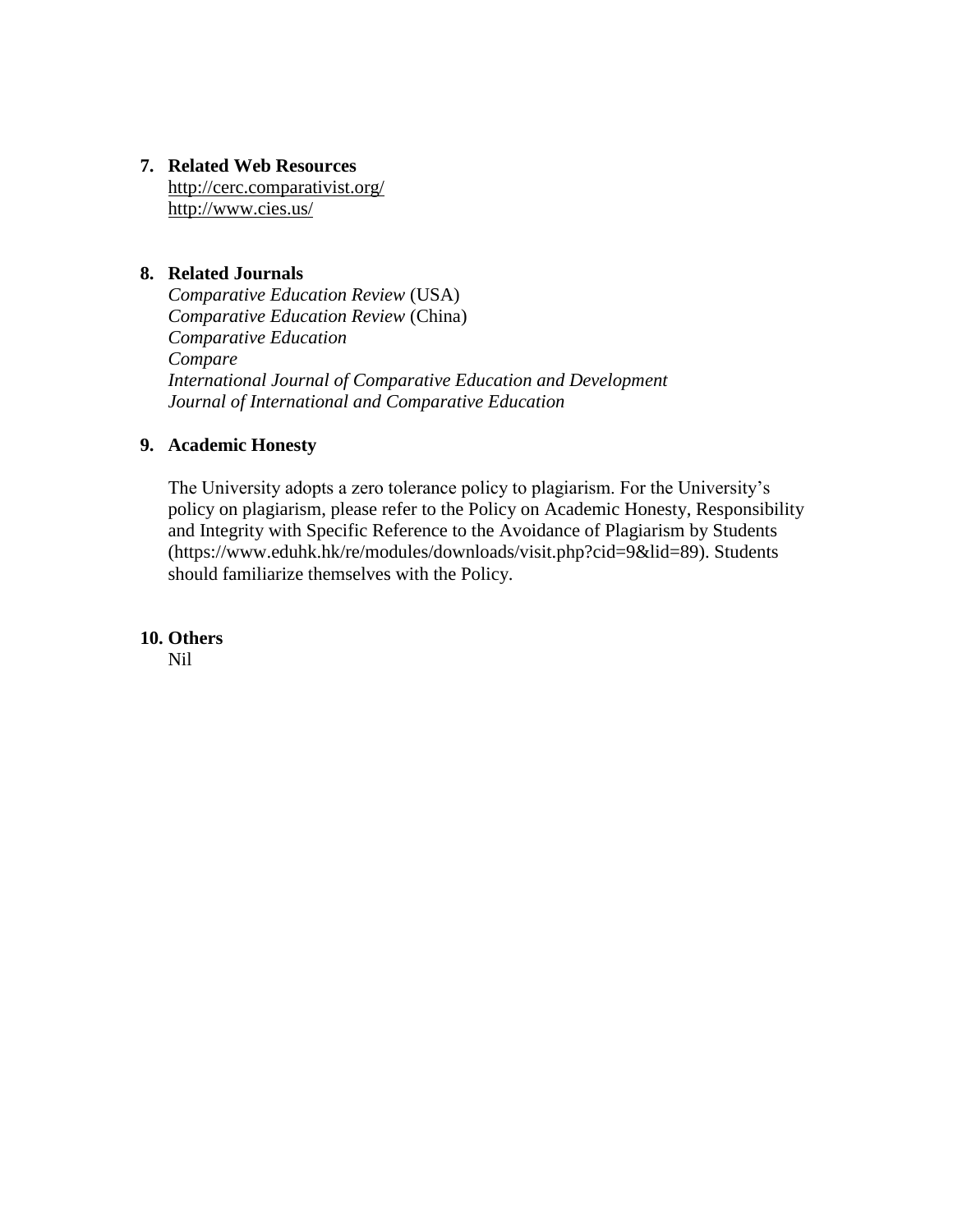## 7. Related Web Resources

http://cerc.comparativist.org/
http://www.cies.us/

## 8. Related Journals

*Comparative Education Review* (USA)
*Comparative Education Review* (China)
*Comparative Education*
*Compare*
*International Journal of Comparative Education and Development*
*Journal of International and Comparative Education*

## 9. Academic Honesty

The University adopts a zero tolerance policy to plagiarism. For the University's policy on plagiarism, please refer to the Policy on Academic Honesty, Responsibility and Integrity with Specific Reference to the Avoidance of Plagiarism by Students (https://www.eduhk.hk/re/modules/downloads/visit.php?cid=9&lid=89). Students should familiarize themselves with the Policy.

## 10. Others

Nil